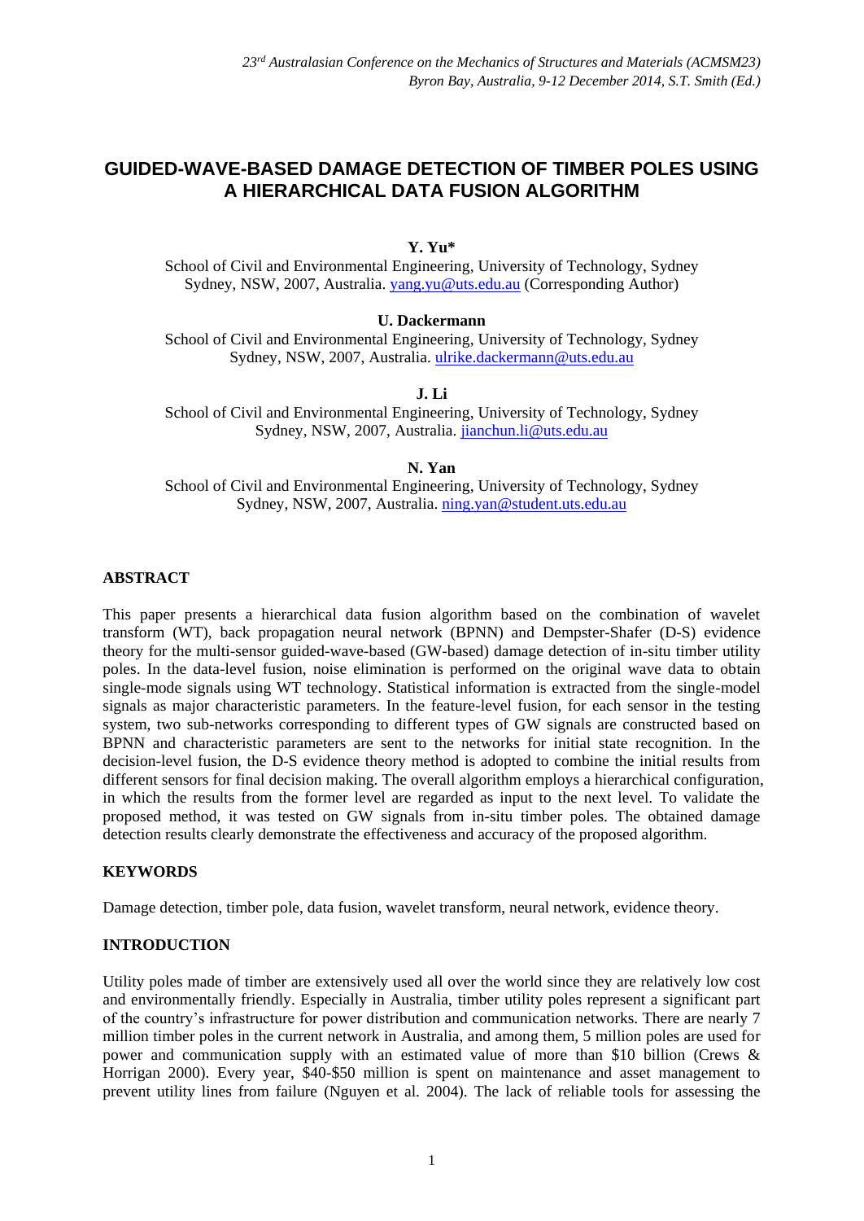# GUIDED-WAVE-BASED DAMAGE DETECTION OF TIMBER POLES USING A HIERARCHICAL DATA FUSION ALGORITHM

**Y. Yu***

School of Civil and Environmental Engineering, University of Technology, Sydney
Sydney, NSW, 2007, Australia. yang.yu@uts.edu.au (Corresponding Author)

**U. Dackermann**

School of Civil and Environmental Engineering, University of Technology, Sydney
Sydney, NSW, 2007, Australia. ulrike.dackermann@uts.edu.au

**J. Li**

School of Civil and Environmental Engineering, University of Technology, Sydney
Sydney, NSW, 2007, Australia. jianchun.li@uts.edu.au

**N. Yan**

School of Civil and Environmental Engineering, University of Technology, Sydney
Sydney, NSW, 2007, Australia. ning.yan@student.uts.edu.au

## ABSTRACT

This paper presents a hierarchical data fusion algorithm based on the combination of wavelet transform (WT), back propagation neural network (BPNN) and Dempster-Shafer (D-S) evidence theory for the multi-sensor guided-wave-based (GW-based) damage detection of in-situ timber utility poles. In the data-level fusion, noise elimination is performed on the original wave data to obtain single-mode signals using WT technology. Statistical information is extracted from the single-model signals as major characteristic parameters. In the feature-level fusion, for each sensor in the testing system, two sub-networks corresponding to different types of GW signals are constructed based on BPNN and characteristic parameters are sent to the networks for initial state recognition. In the decision-level fusion, the D-S evidence theory method is adopted to combine the initial results from different sensors for final decision making. The overall algorithm employs a hierarchical configuration, in which the results from the former level are regarded as input to the next level. To validate the proposed method, it was tested on GW signals from in-situ timber poles. The obtained damage detection results clearly demonstrate the effectiveness and accuracy of the proposed algorithm.

## KEYWORDS

Damage detection, timber pole, data fusion, wavelet transform, neural network, evidence theory.

## INTRODUCTION

Utility poles made of timber are extensively used all over the world since they are relatively low cost and environmentally friendly. Especially in Australia, timber utility poles represent a significant part of the country's infrastructure for power distribution and communication networks. There are nearly 7 million timber poles in the current network in Australia, and among them, 5 million poles are used for power and communication supply with an estimated value of more than $10 billion (Crews & Horrigan 2000). Every year, $40-$50 million is spent on maintenance and asset management to prevent utility lines from failure (Nguyen et al. 2004). The lack of reliable tools for assessing the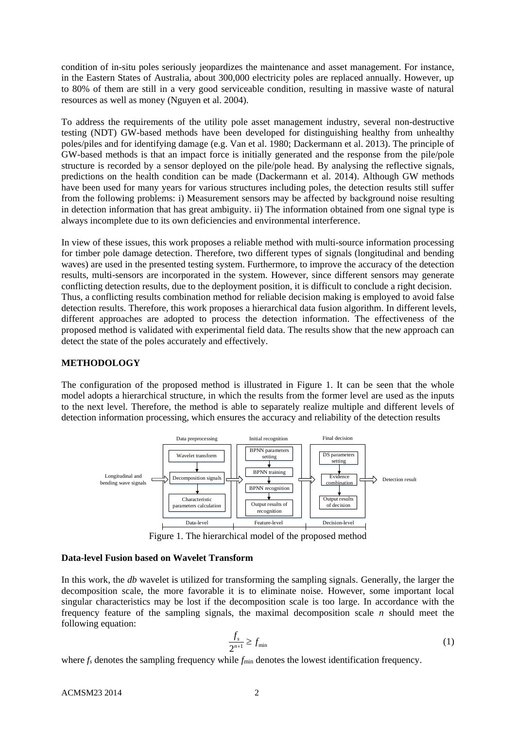condition of in-situ poles seriously jeopardizes the maintenance and asset management. For instance, in the Eastern States of Australia, about 300,000 electricity poles are replaced annually. However, up to 80% of them are still in a very good serviceable condition, resulting in massive waste of natural resources as well as money (Nguyen et al. 2004).

To address the requirements of the utility pole asset management industry, several non-destructive testing (NDT) GW-based methods have been developed for distinguishing healthy from unhealthy poles/piles and for identifying damage (e.g. Van et al. 1980; Dackermann et al. 2013). The principle of GW-based methods is that an impact force is initially generated and the response from the pile/pole structure is recorded by a sensor deployed on the pile/pole head. By analysing the reflective signals, predictions on the health condition can be made (Dackermann et al. 2014). Although GW methods have been used for many years for various structures including poles, the detection results still suffer from the following problems: i) Measurement sensors may be affected by background noise resulting in detection information that has great ambiguity. ii) The information obtained from one signal type is always incomplete due to its own deficiencies and environmental interference.

In view of these issues, this work proposes a reliable method with multi-source information processing for timber pole damage detection. Therefore, two different types of signals (longitudinal and bending waves) are used in the presented testing system. Furthermore, to improve the accuracy of the detection results, multi-sensors are incorporated in the system. However, since different sensors may generate conflicting detection results, due to the deployment position, it is difficult to conclude a right decision. Thus, a conflicting results combination method for reliable decision making is employed to avoid false detection results. Therefore, this work proposes a hierarchical data fusion algorithm. In different levels, different approaches are adopted to process the detection information. The effectiveness of the proposed method is validated with experimental field data. The results show that the new approach can detect the state of the poles accurately and effectively.

## METHODOLOGY

The configuration of the proposed method is illustrated in Figure 1. It can be seen that the whole model adopts a hierarchical structure, in which the results from the former level are used as the inputs to the next level. Therefore, the method is able to separately realize multiple and different levels of detection information processing, which ensures the accuracy and reliability of the detection results

Data preprocessing: Wavelet transform → Decomposition signals → Characteristic parameters calculation (Data-level)

Initial recognition: BPNN parameters setting → BPNN training → BPNN recognition → Output results of recognition (Feature-level)

Final decision: DS parameters setting → Evidence combination → Output results of decision (Decision-level)

Input: Longitudinal and bending wave signals; Output: Detection result

Figure 1. The hierarchical model of the proposed method

### Data-level Fusion based on Wavelet Transform

In this work, the *db* wavelet is utilized for transforming the sampling signals. Generally, the larger the decomposition scale, the more favorable it is to eliminate noise. However, some important local singular characteristics may be lost if the decomposition scale is too large. In accordance with the frequency feature of the sampling signals, the maximal decomposition scale $n$ should meet the following equation:

$$\frac{f_s}{2^{n+1}} \geq f_{\min} \tag{1}$$

where $f_s$ denotes the sampling frequency while $f_{\min}$ denotes the lowest identification frequency.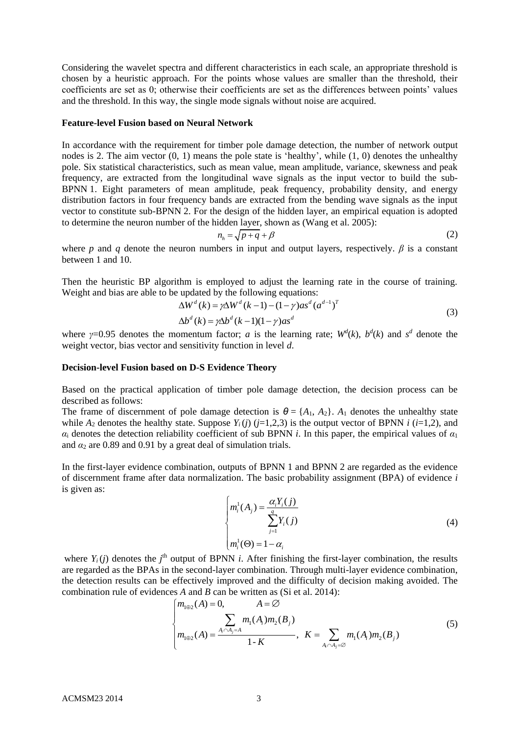Considering the wavelet spectra and different characteristics in each scale, an appropriate threshold is chosen by a heuristic approach. For the points whose values are smaller than the threshold, their coefficients are set as 0; otherwise their coefficients are set as the differences between points' values and the threshold. In this way, the single mode signals without noise are acquired.

**Feature-level Fusion based on Neural Network**

In accordance with the requirement for timber pole damage detection, the number of network output nodes is 2. The aim vector (0, 1) means the pole state is 'healthy', while (1, 0) denotes the unhealthy pole. Six statistical characteristics, such as mean value, mean amplitude, variance, skewness and peak frequency, are extracted from the longitudinal wave signals as the input vector to build the sub-BPNN 1. Eight parameters of mean amplitude, peak frequency, probability density, and energy distribution factors in four frequency bands are extracted from the bending wave signals as the input vector to constitute sub-BPNN 2. For the design of the hidden layer, an empirical equation is adopted to determine the neuron number of the hidden layer, shown as (Wang et al. 2005):

$$n_h = \sqrt{p+q} + \beta \tag{2}$$

where $p$ and $q$ denote the neuron numbers in input and output layers, respectively. $\beta$ is a constant between 1 and 10.

Then the heuristic BP algorithm is employed to adjust the learning rate in the course of training. Weight and bias are able to be updated by the following equations:

$$\begin{aligned} \Delta W^d(k) &= \gamma \Delta W^d(k-1) - (1-\gamma) a s^d (a^{d-1})^T \\ \Delta b^d(k) &= \gamma \Delta b^d(k-1)(1-\gamma) a s^d \end{aligned} \tag{3}$$

where $\gamma$=0.95 denotes the momentum factor; $a$ is the learning rate; $W^d(k)$, $b^d(k)$ and $s^d$ denote the weight vector, bias vector and sensitivity function in level $d$.

**Decision-level Fusion based on D-S Evidence Theory**

Based on the practical application of timber pole damage detection, the decision process can be described as follows:

The frame of discernment of pole damage detection is $\theta = \{A_1, A_2\}$. $A_1$ denotes the unhealthy state while $A_2$ denotes the healthy state. Suppose $Y_i(j)$ ($j$=1,2,3) is the output vector of BPNN $i$ ($i$=1,2), and $\alpha_i$ denotes the detection reliability coefficient of sub BPNN $i$. In this paper, the empirical values of $\alpha_1$ and $\alpha_2$ are 0.89 and 0.91 by a great deal of simulation trials.

In the first-layer evidence combination, outputs of BPNN 1 and BPNN 2 are regarded as the evidence of discernment frame after data normalization. The basic probability assignment (BPA) of evidence $i$ is given as:

$$\begin{cases} m_i^1(A_j) = \dfrac{\alpha_i Y_i(j)}{\sum\limits_{j=1}^{q} Y_i(j)} \\ m_i^1(\Theta) = 1 - \alpha_i \end{cases} \tag{4}$$

where $Y_i(j)$ denotes the $j^{\text{th}}$ output of BPNN $i$. After finishing the first-layer combination, the results are regarded as the BPAs in the second-layer combination. Through multi-layer evidence combination, the detection results can be effectively improved and the difficulty of decision making avoided. The combination rule of evidences $A$ and $B$ can be written as (Si et al. 2014):

$$\begin{cases} m_{1\oplus 2}(A) = 0, \qquad A = \varnothing \\ m_{1\oplus 2}(A) = \dfrac{\sum\limits_{A_i \cap A_j = A} m_1(A_i) m_2(B_j)}{1 - K}, \quad K = \sum\limits_{A_i \cap A_j = \varnothing} m_1(A_i) m_2(B_j) \end{cases} \tag{5}$$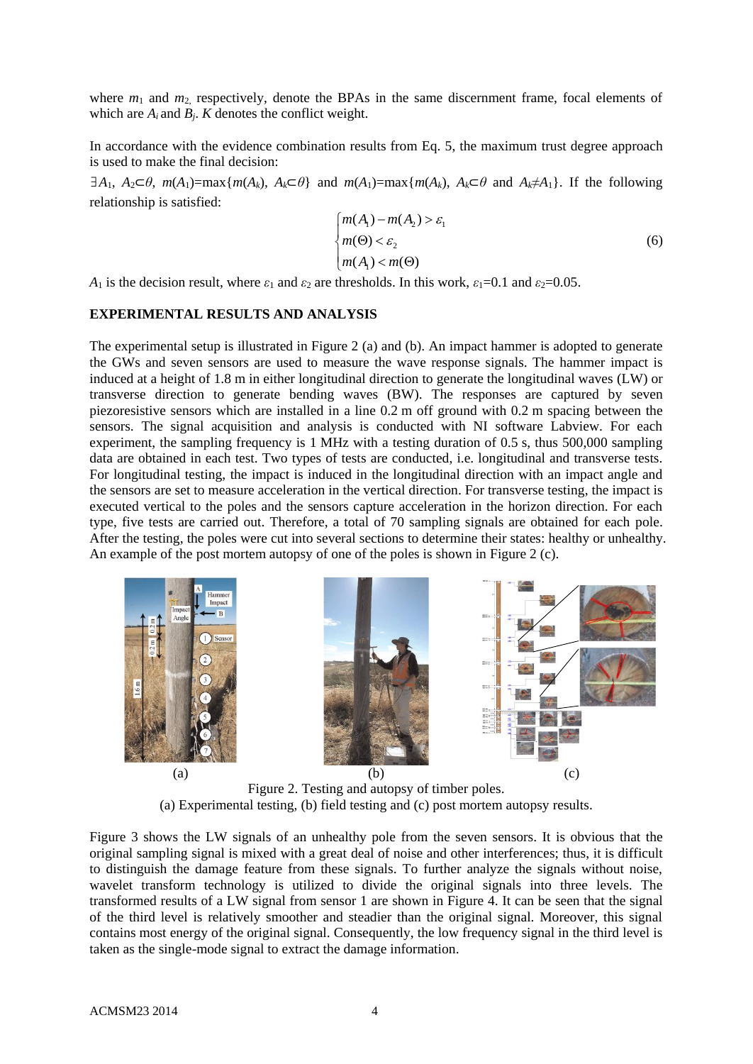where $m_1$ and $m_2$, respectively, denote the BPAs in the same discernment frame, focal elements of which are $A_i$ and $B_j$. $K$ denotes the conflict weight.

In accordance with the evidence combination results from Eq. 5, the maximum trust degree approach is used to make the final decision:

$\exists A_1, A_2 \subset \theta$, $m(A_1)=\max\{m(A_k), A_k \subset \theta\}$ and $m(A_1)=\max\{m(A_k), A_k \subset \theta$ and $A_k \neq A_1\}$. If the following relationship is satisfied:

$$\begin{cases} m(A_1) - m(A_2) > \varepsilon_1 \\ m(\Theta) < \varepsilon_2 \\ m(A_1) < m(\Theta) \end{cases} \tag{6}$$

$A_1$ is the decision result, where $\varepsilon_1$ and $\varepsilon_2$ are thresholds. In this work, $\varepsilon_1$=0.1 and $\varepsilon_2$=0.05.

## EXPERIMENTAL RESULTS AND ANALYSIS

The experimental setup is illustrated in Figure 2 (a) and (b). An impact hammer is adopted to generate the GWs and seven sensors are used to measure the wave response signals. The hammer impact is induced at a height of 1.8 m in either longitudinal direction to generate the longitudinal waves (LW) or transverse direction to generate bending waves (BW). The responses are captured by seven piezoresistive sensors which are installed in a line 0.2 m off ground with 0.2 m spacing between the sensors. The signal acquisition and analysis is conducted with NI software Labview. For each experiment, the sampling frequency is 1 MHz with a testing duration of 0.5 s, thus 500,000 sampling data are obtained in each test. Two types of tests are conducted, i.e. longitudinal and transverse tests. For longitudinal testing, the impact is induced in the longitudinal direction with an impact angle and the sensors are set to measure acceleration in the vertical direction. For transverse testing, the impact is executed vertical to the poles and the sensors capture acceleration in the horizon direction. For each type, five tests are carried out. Therefore, a total of 70 sampling signals are obtained for each pole. After the testing, the poles were cut into several sections to determine their states: healthy or unhealthy. An example of the post mortem autopsy of one of the poles is shown in Figure 2 (c).

(a) (b) (c)

Figure 2. Testing and autopsy of timber poles.
(a) Experimental testing, (b) field testing and (c) post mortem autopsy results.

Figure 3 shows the LW signals of an unhealthy pole from the seven sensors. It is obvious that the original sampling signal is mixed with a great deal of noise and other interferences; thus, it is difficult to distinguish the damage feature from these signals. To further analyze the signals without noise, wavelet transform technology is utilized to divide the original signals into three levels. The transformed results of a LW signal from sensor 1 are shown in Figure 4. It can be seen that the signal of the third level is relatively smoother and steadier than the original signal. Moreover, this signal contains most energy of the original signal. Consequently, the low frequency signal in the third level is taken as the single-mode signal to extract the damage information.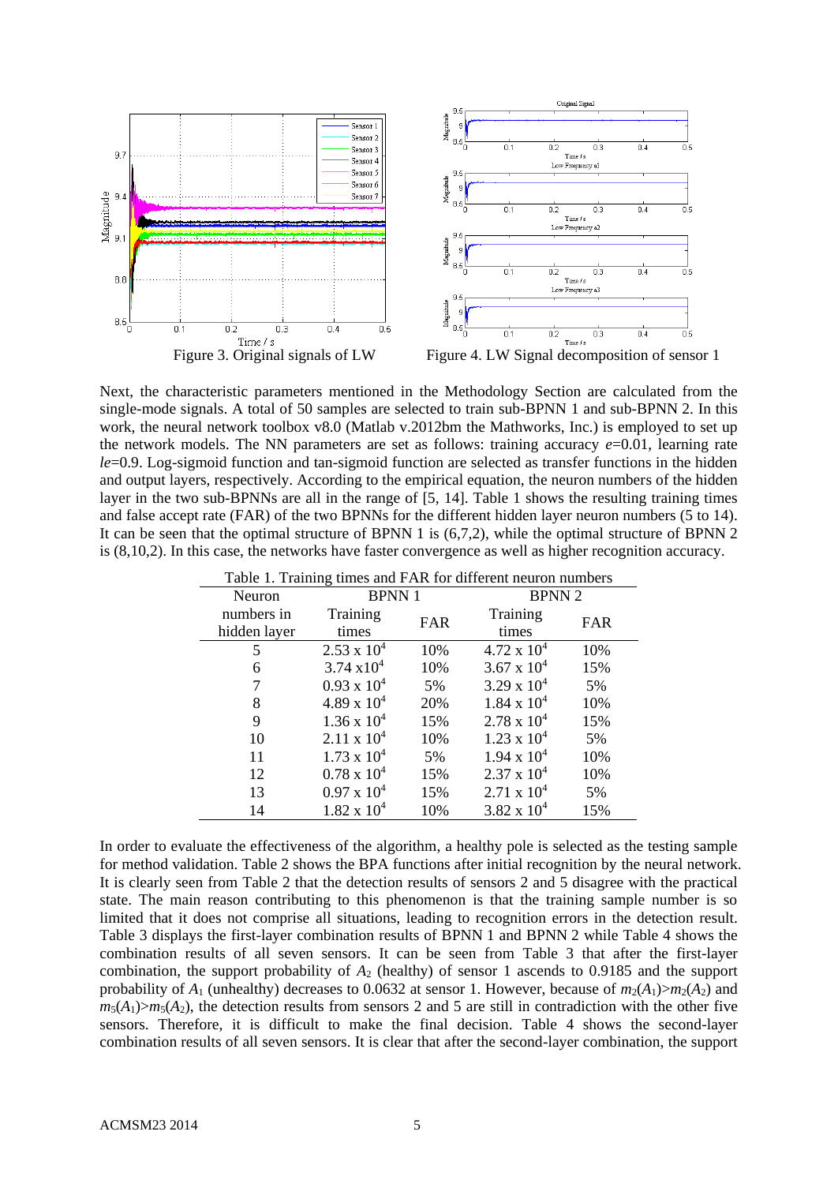Figure 3. Original signals of LW

Figure 4. LW Signal decomposition of sensor 1

Next, the characteristic parameters mentioned in the Methodology Section are calculated from the single-mode signals. A total of 50 samples are selected to train sub-BPNN 1 and sub-BPNN 2. In this work, the neural network toolbox v8.0 (Matlab v.2012bm the Mathworks, Inc.) is employed to set up the network models. The NN parameters are set as follows: training accuracy $e$=0.01, learning rate $le$=0.9. Log-sigmoid function and tan-sigmoid function are selected as transfer functions in the hidden and output layers, respectively. According to the empirical equation, the neuron numbers of the hidden layer in the two sub-BPNNs are all in the range of [5, 14]. Table 1 shows the resulting training times and false accept rate (FAR) of the two BPNNs for the different hidden layer neuron numbers (5 to 14). It can be seen that the optimal structure of BPNN 1 is (6,7,2), while the optimal structure of BPNN 2 is (8,10,2). In this case, the networks have faster convergence as well as higher recognition accuracy.

Table 1. Training times and FAR for different neuron numbers

| Neuron numbers in hidden layer | BPNN 1 | | BPNN 2 | |
|---|---|---|---|---|
| | Training times | FAR | Training times | FAR |
| 5 | $2.53 \times 10^4$ | 10% | $4.72 \times 10^4$ | 10% |
| 6 | $3.74 \times 10^4$ | 10% | $3.67 \times 10^4$ | 15% |
| 7 | $0.93 \times 10^4$ | 5% | $3.29 \times 10^4$ | 5% |
| 8 | $4.89 \times 10^4$ | 20% | $1.84 \times 10^4$ | 10% |
| 9 | $1.36 \times 10^4$ | 15% | $2.78 \times 10^4$ | 15% |
| 10 | $2.11 \times 10^4$ | 10% | $1.23 \times 10^4$ | 5% |
| 11 | $1.73 \times 10^4$ | 5% | $1.94 \times 10^4$ | 10% |
| 12 | $0.78 \times 10^4$ | 15% | $2.37 \times 10^4$ | 10% |
| 13 | $0.97 \times 10^4$ | 15% | $2.71 \times 10^4$ | 5% |
| 14 | $1.82 \times 10^4$ | 10% | $3.82 \times 10^4$ | 15% |

In order to evaluate the effectiveness of the algorithm, a healthy pole is selected as the testing sample for method validation. Table 2 shows the BPA functions after initial recognition by the neural network. It is clearly seen from Table 2 that the detection results of sensors 2 and 5 disagree with the practical state. The main reason contributing to this phenomenon is that the training sample number is so limited that it does not comprise all situations, leading to recognition errors in the detection result. Table 3 displays the first-layer combination results of BPNN 1 and BPNN 2 while Table 4 shows the combination results of all seven sensors. It can be seen from Table 3 that after the first-layer combination, the support probability of $A_2$ (healthy) of sensor 1 ascends to 0.9185 and the support probability of $A_1$ (unhealthy) decreases to 0.0632 at sensor 1. However, because of $m_2(A_1)>m_2(A_2)$ and $m_5(A_1)>m_5(A_2)$, the detection results from sensors 2 and 5 are still in contradiction with the other five sensors. Therefore, it is difficult to make the final decision. Table 4 shows the second-layer combination results of all seven sensors. It is clear that after the second-layer combination, the support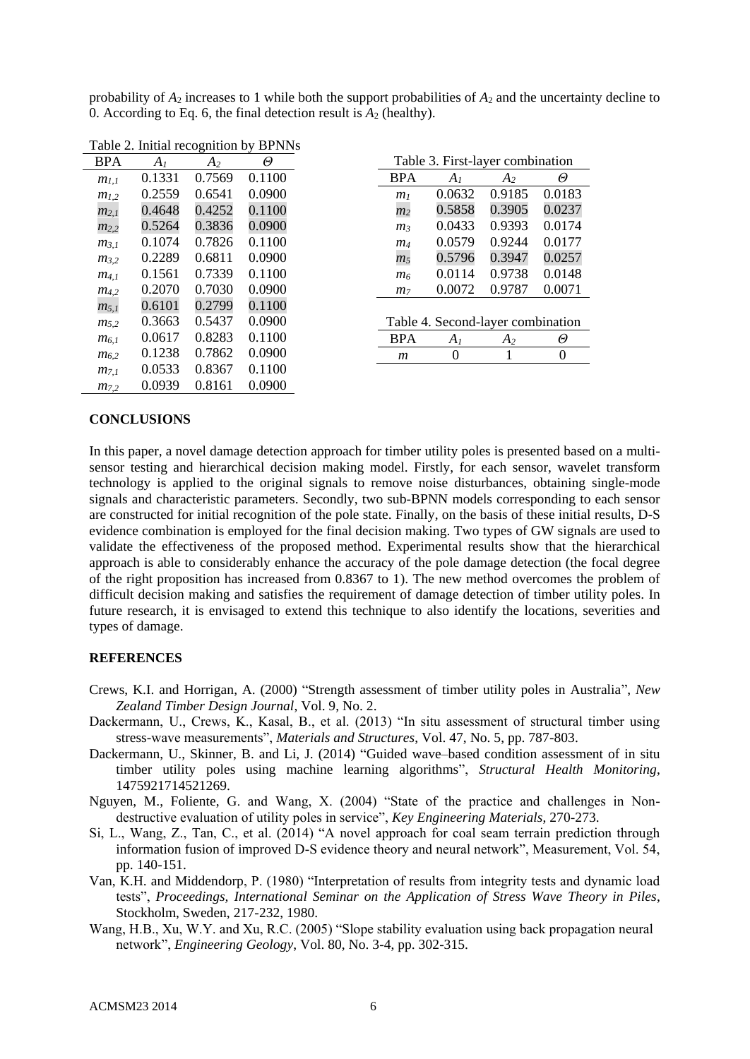probability of $A_2$ increases to 1 while both the support probabilities of $A_2$ and the uncertainty decline to 0. According to Eq. 6, the final detection result is $A_2$ (healthy).

Table 2. Initial recognition by BPNNs

| BPA | $A_1$ | $A_2$ | $\Theta$ |
|---|---|---|---|
| $m_{1,1}$ | 0.1331 | 0.7569 | 0.1100 |
| $m_{1,2}$ | 0.2559 | 0.6541 | 0.0900 |
| $m_{2,1}$ | 0.4648 | 0.4252 | 0.1100 |
| $m_{2,2}$ | 0.5264 | 0.3836 | 0.0900 |
| $m_{3,1}$ | 0.1074 | 0.7826 | 0.1100 |
| $m_{3,2}$ | 0.2289 | 0.6811 | 0.0900 |
| $m_{4,1}$ | 0.1561 | 0.7339 | 0.1100 |
| $m_{4,2}$ | 0.2070 | 0.7030 | 0.0900 |
| $m_{5,1}$ | 0.6101 | 0.2799 | 0.1100 |
| $m_{5,2}$ | 0.3663 | 0.5437 | 0.0900 |
| $m_{6,1}$ | 0.0617 | 0.8283 | 0.1100 |
| $m_{6,2}$ | 0.1238 | 0.7862 | 0.0900 |
| $m_{7,1}$ | 0.0533 | 0.8367 | 0.1100 |
| $m_{7,2}$ | 0.0939 | 0.8161 | 0.0900 |

Table 3. First-layer combination

| BPA | $A_1$ | $A_2$ | $\Theta$ |
|---|---|---|---|
| $m_1$ | 0.0632 | 0.9185 | 0.0183 |
| $m_2$ | 0.5858 | 0.3905 | 0.0237 |
| $m_3$ | 0.0433 | 0.9393 | 0.0174 |
| $m_4$ | 0.0579 | 0.9244 | 0.0177 |
| $m_5$ | 0.5796 | 0.3947 | 0.0257 |
| $m_6$ | 0.0114 | 0.9738 | 0.0148 |
| $m_7$ | 0.0072 | 0.9787 | 0.0071 |

Table 4. Second-layer combination

| BPA | $A_1$ | $A_2$ | $\Theta$ |
|---|---|---|---|
| $m$ | 0 | 1 | 0 |

## CONCLUSIONS

In this paper, a novel damage detection approach for timber utility poles is presented based on a multi-sensor testing and hierarchical decision making model. Firstly, for each sensor, wavelet transform technology is applied to the original signals to remove noise disturbances, obtaining single-mode signals and characteristic parameters. Secondly, two sub-BPNN models corresponding to each sensor are constructed for initial recognition of the pole state. Finally, on the basis of these initial results, D-S evidence combination is employed for the final decision making. Two types of GW signals are used to validate the effectiveness of the proposed method. Experimental results show that the hierarchical approach is able to considerably enhance the accuracy of the pole damage detection (the focal degree of the right proposition has increased from 0.8367 to 1). The new method overcomes the problem of difficult decision making and satisfies the requirement of damage detection of timber utility poles. In future research, it is envisaged to extend this technique to also identify the locations, severities and types of damage.

## REFERENCES

Crews, K.I. and Horrigan, A. (2000) "Strength assessment of timber utility poles in Australia", *New Zealand Timber Design Journal*, Vol. 9, No. 2.

Dackermann, U., Crews, K., Kasal, B., et al. (2013) "In situ assessment of structural timber using stress-wave measurements", *Materials and Structures*, Vol. 47, No. 5, pp. 787-803.

Dackermann, U., Skinner, B. and Li, J. (2014) "Guided wave–based condition assessment of in situ timber utility poles using machine learning algorithms", *Structural Health Monitoring*, 1475921714521269.

Nguyen, M., Foliente, G. and Wang, X. (2004) "State of the practice and challenges in Non-destructive evaluation of utility poles in service", *Key Engineering Materials*, 270-273.

Si, L., Wang, Z., Tan, C., et al. (2014) "A novel approach for coal seam terrain prediction through information fusion of improved D-S evidence theory and neural network", Measurement, Vol. 54, pp. 140-151.

Van, K.H. and Middendorp, P. (1980) "Interpretation of results from integrity tests and dynamic load tests", *Proceedings, International Seminar on the Application of Stress Wave Theory in Piles*, Stockholm, Sweden, 217-232, 1980.

Wang, H.B., Xu, W.Y. and Xu, R.C. (2005) "Slope stability evaluation using back propagation neural network", *Engineering Geology*, Vol. 80, No. 3-4, pp. 302-315.